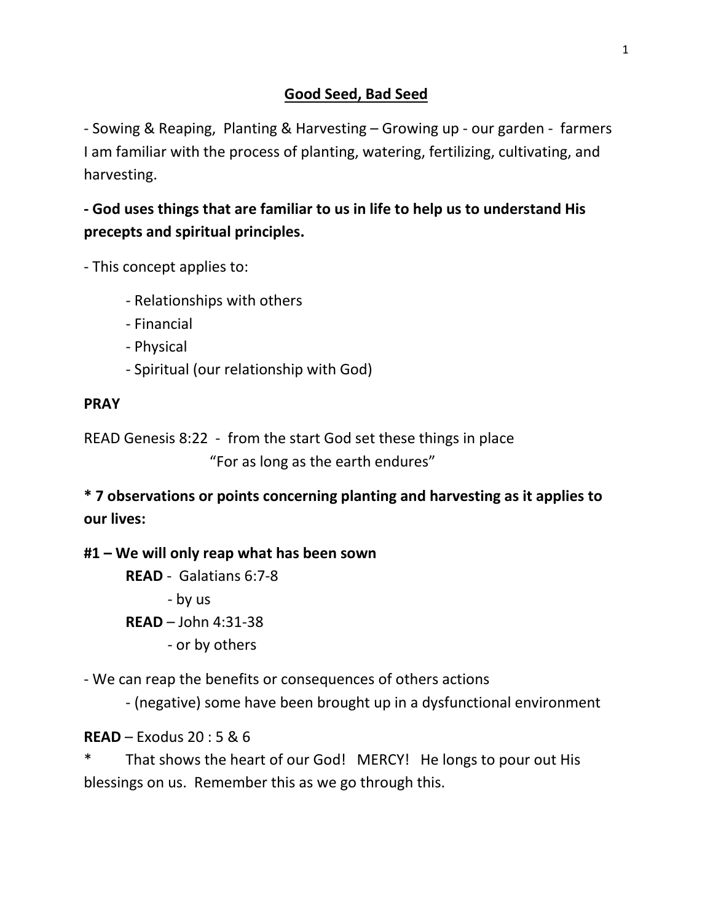# Good Seed, Bad Seed

- Sowing & Reaping, Planting & Harvesting – Growing up - our garden - farmers
I am familiar with the process of planting, watering, fertilizing, cultivating, and harvesting.

**- God uses things that are familiar to us in life to help us to understand His precepts and spiritual principles.**

- This concept applies to:

    - Relationships with others
    - Financial
    - Physical
    - Spiritual (our relationship with God)

**PRAY**

READ Genesis 8:22 - from the start God set these things in place
"For as long as the earth endures"

**\* 7 observations or points concerning planting and harvesting as it applies to our lives:**

**#1 – We will only reap what has been sown**

**READ** - Galatians 6:7-8
- by us

**READ** – John 4:31-38
- or by others

- We can reap the benefits or consequences of others actions
    - (negative) some have been brought up in a dysfunctional environment

**READ** – Exodus 20 : 5 & 6

\* That shows the heart of our God! MERCY! He longs to pour out His blessings on us. Remember this as we go through this.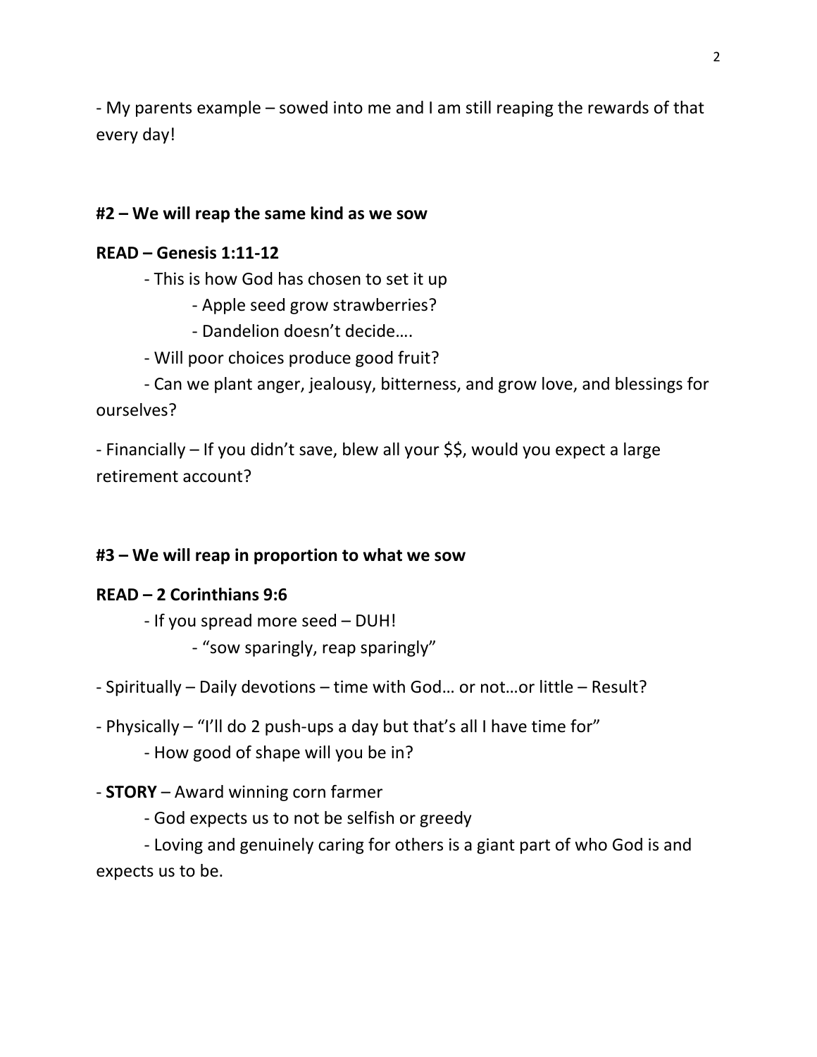- My parents example – sowed into me and I am still reaping the rewards of that every day!

**#2 – We will reap the same kind as we sow**

**READ – Genesis 1:11-12**

- This is how God has chosen to set it up
    - Apple seed grow strawberries?
    - Dandelion doesn't decide….
- Will poor choices produce good fruit?
- Can we plant anger, jealousy, bitterness, and grow love, and blessings for ourselves?

- Financially – If you didn't save, blew all your $$, would you expect a large retirement account?

**#3 – We will reap in proportion to what we sow**

**READ – 2 Corinthians 9:6**

- If you spread more seed – DUH!
    - "sow sparingly, reap sparingly"

- Spiritually – Daily devotions – time with God… or not…or little – Result?

- Physically – "I'll do 2 push-ups a day but that's all I have time for"
    - How good of shape will you be in?

- **STORY** – Award winning corn farmer
    - God expects us to not be selfish or greedy
    - Loving and genuinely caring for others is a giant part of who God is and expects us to be.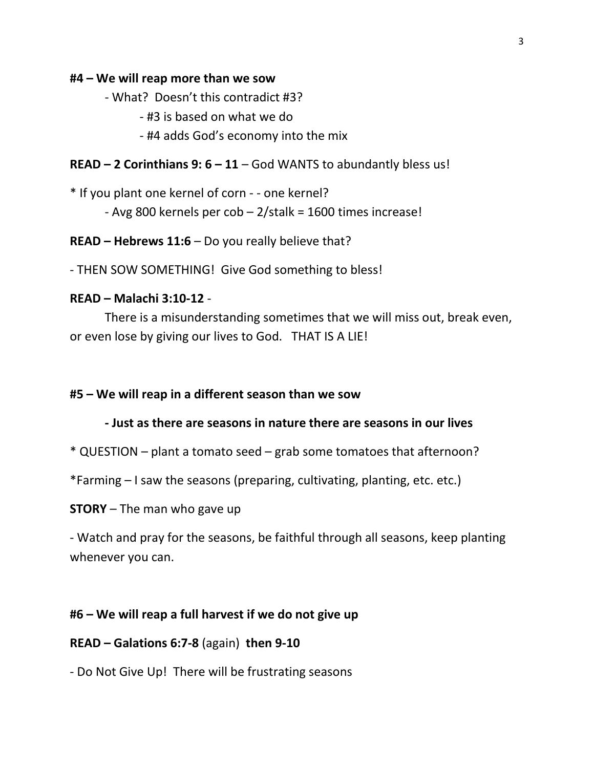**#4 – We will reap more than we sow**

- What? Doesn't this contradict #3?
    - #3 is based on what we do
    - #4 adds God's economy into the mix

**READ – 2 Corinthians 9: 6 – 11** – God WANTS to abundantly bless us!

* If you plant one kernel of corn - - one kernel?
    - Avg 800 kernels per cob – 2/stalk = 1600 times increase!

**READ – Hebrews 11:6** – Do you really believe that?

- THEN SOW SOMETHING! Give God something to bless!

**READ – Malachi 3:10-12** -

There is a misunderstanding sometimes that we will miss out, break even, or even lose by giving our lives to God. THAT IS A LIE!

**#5 – We will reap in a different season than we sow**

**- Just as there are seasons in nature there are seasons in our lives**

* QUESTION – plant a tomato seed – grab some tomatoes that afternoon?

*Farming – I saw the seasons (preparing, cultivating, planting, etc. etc.)

**STORY** – The man who gave up

- Watch and pray for the seasons, be faithful through all seasons, keep planting whenever you can.

**#6 – We will reap a full harvest if we do not give up**

**READ – Galations 6:7-8** (again) **then 9-10**

- Do Not Give Up! There will be frustrating seasons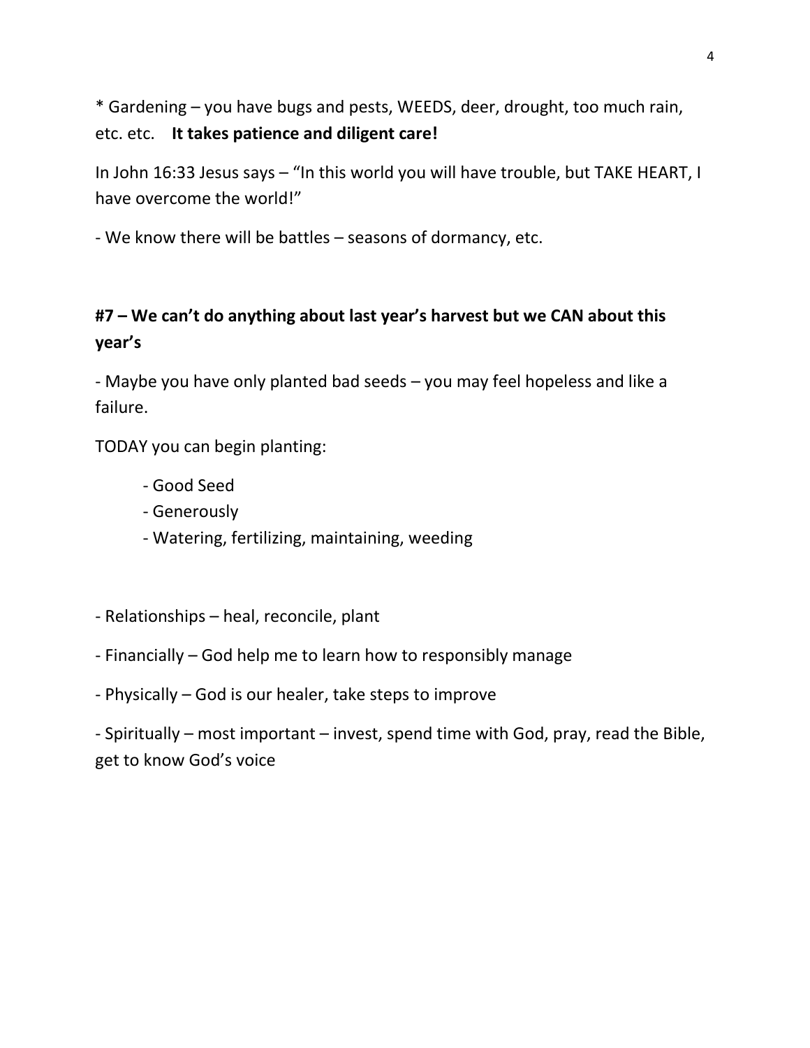* Gardening – you have bugs and pests, WEEDS, deer, drought, too much rain, etc. etc. **It takes patience and diligent care!**

In John 16:33 Jesus says – "In this world you will have trouble, but TAKE HEART, I have overcome the world!"

- We know there will be battles – seasons of dormancy, etc.

**#7 – We can't do anything about last year's harvest but we CAN about this year's**

- Maybe you have only planted bad seeds – you may feel hopeless and like a failure.

TODAY you can begin planting:

  - Good Seed
  - Generously
  - Watering, fertilizing, maintaining, weeding

- Relationships – heal, reconcile, plant
- Financially – God help me to learn how to responsibly manage
- Physically – God is our healer, take steps to improve
- Spiritually – most important – invest, spend time with God, pray, read the Bible, get to know God's voice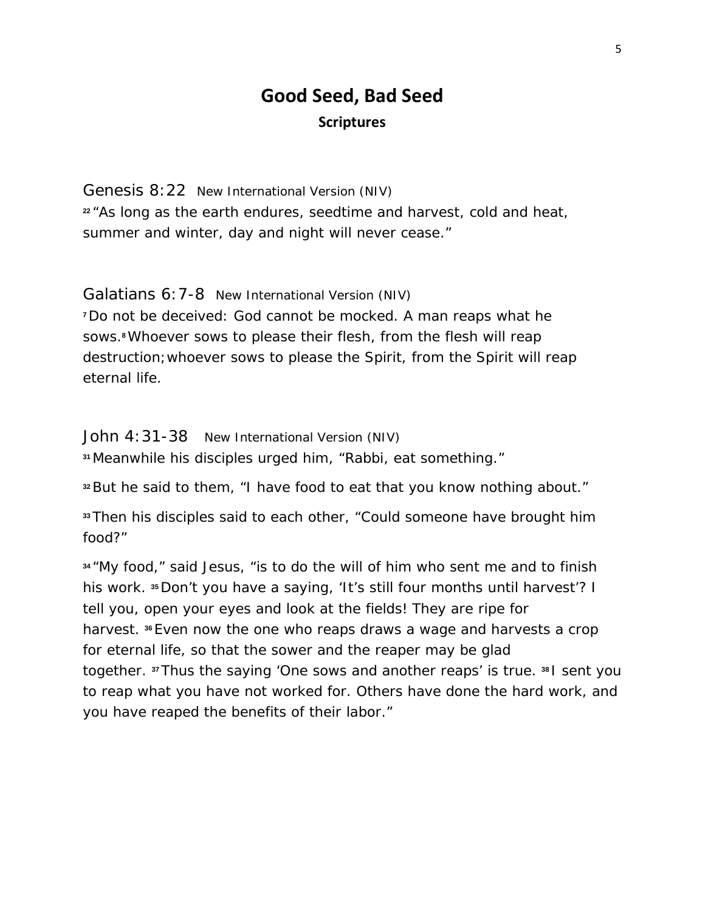# Good Seed, Bad Seed

## Scriptures

Genesis 8:22 New International Version (NIV)

[22] "As long as the earth endures, seedtime and harvest, cold and heat, summer and winter, day and night will never cease."

Galatians 6:7-8 New International Version (NIV)

[7] Do not be deceived: God cannot be mocked. A man reaps what he sows.[8] Whoever sows to please their flesh, from the flesh will reap destruction; whoever sows to please the Spirit, from the Spirit will reap eternal life.

John 4:31-38 New International Version (NIV)

[31] Meanwhile his disciples urged him, "Rabbi, eat something."

[32] But he said to them, "I have food to eat that you know nothing about."

[33] Then his disciples said to each other, "Could someone have brought him food?"

[34] "My food," said Jesus, "is to do the will of him who sent me and to finish his work. [35] Don't you have a saying, 'It's still four months until harvest'? I tell you, open your eyes and look at the fields! They are ripe for harvest. [36] Even now the one who reaps draws a wage and harvests a crop for eternal life, so that the sower and the reaper may be glad together. [37] Thus the saying 'One sows and another reaps' is true. [38] I sent you to reap what you have not worked for. Others have done the hard work, and you have reaped the benefits of their labor."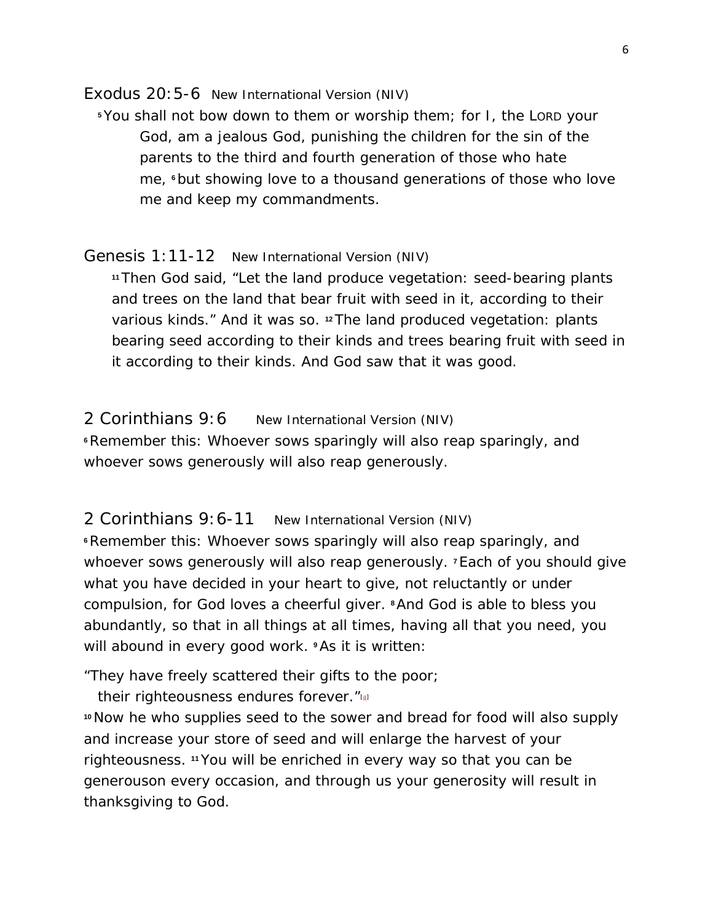## Exodus 20:5-6 New International Version (NIV)

[5] You shall not bow down to them or worship them; for I, the LORD your God, am a jealous God, punishing the children for the sin of the parents to the third and fourth generation of those who hate me, [6] but showing love to a thousand generations of those who love me and keep my commandments.

## Genesis 1:11-12 New International Version (NIV)

[11] Then God said, "Let the land produce vegetation: seed-bearing plants and trees on the land that bear fruit with seed in it, according to their various kinds." And it was so. [12] The land produced vegetation: plants bearing seed according to their kinds and trees bearing fruit with seed in it according to their kinds. And God saw that it was good.

## 2 Corinthians 9:6 New International Version (NIV)

[6] Remember this: Whoever sows sparingly will also reap sparingly, and whoever sows generously will also reap generously.

## 2 Corinthians 9:6-11 New International Version (NIV)

[6] Remember this: Whoever sows sparingly will also reap sparingly, and whoever sows generously will also reap generously. [7] Each of you should give what you have decided in your heart to give, not reluctantly or under compulsion, for God loves a cheerful giver. [8] And God is able to bless you abundantly, so that in all things at all times, having all that you need, you will abound in every good work. [9] As it is written:

"They have freely scattered their gifts to the poor;
their righteousness endures forever."[a]

[10] Now he who supplies seed to the sower and bread for food will also supply and increase your store of seed and will enlarge the harvest of your righteousness. [11] You will be enriched in every way so that you can be generouson every occasion, and through us your generosity will result in thanksgiving to God.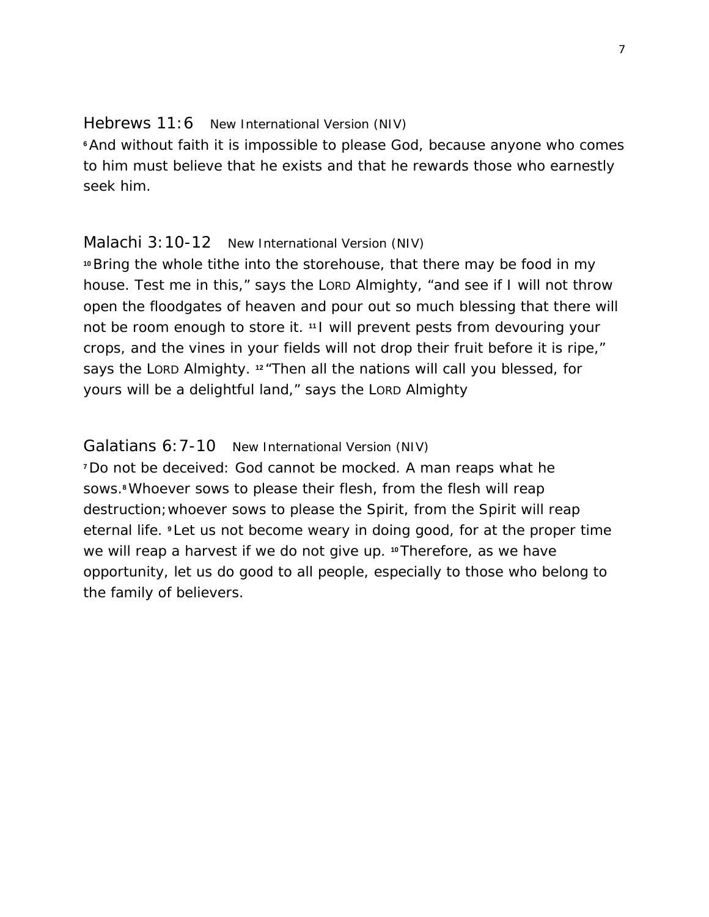## Hebrews 11:6 New International Version (NIV)

[6] And without faith it is impossible to please God, because anyone who comes to him must believe that he exists and that he rewards those who earnestly seek him.

## Malachi 3:10-12 New International Version (NIV)

[10] Bring the whole tithe into the storehouse, that there may be food in my house. Test me in this," says the LORD Almighty, "and see if I will not throw open the floodgates of heaven and pour out so much blessing that there will not be room enough to store it. [11] I will prevent pests from devouring your crops, and the vines in your fields will not drop their fruit before it is ripe," says the LORD Almighty. [12] "Then all the nations will call you blessed, for yours will be a delightful land," says the LORD Almighty

## Galatians 6:7-10 New International Version (NIV)

[7] Do not be deceived: God cannot be mocked. A man reaps what he sows.[8] Whoever sows to please their flesh, from the flesh will reap destruction; whoever sows to please the Spirit, from the Spirit will reap eternal life. [9] Let us not become weary in doing good, for at the proper time we will reap a harvest if we do not give up. [10] Therefore, as we have opportunity, let us do good to all people, especially to those who belong to the family of believers.